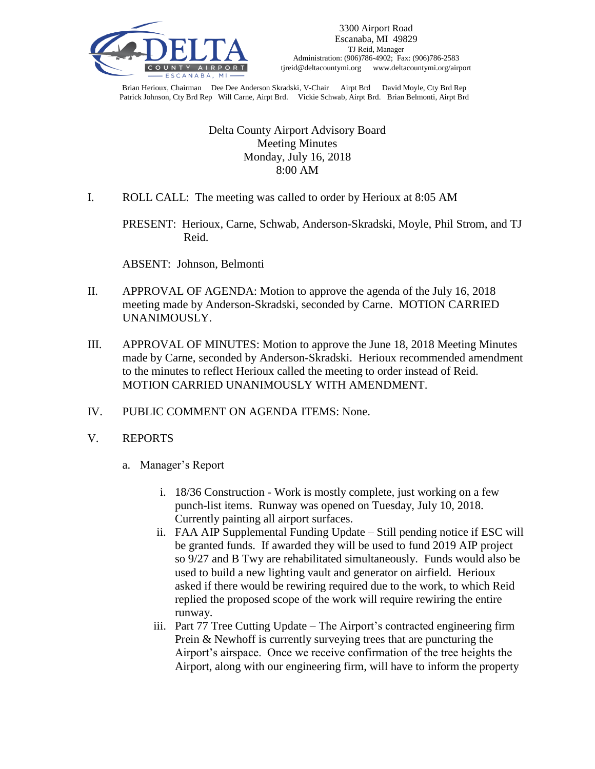3300 Airport Road
Escanaba, MI 49829
TJ Reid, Manager
Administration: (906)786-4902; Fax: (906)786-2583
tjreid@deltacountymi.org www.deltacountymi.org/airport

Brian Herioux, Chairman Dee Dee Anderson Skradski, V-Chair Airpt Brd David Moyle, Cty Brd Rep
Patrick Johnson, Cty Brd Rep Will Carne, Airpt Brd. Vickie Schwab, Airpt Brd. Brian Belmonti, Airpt Brd

# Delta County Airport Advisory Board
## Meeting Minutes
Monday, July 16, 2018
8:00 AM

I. ROLL CALL: The meeting was called to order by Herioux at 8:05 AM

PRESENT: Herioux, Carne, Schwab, Anderson-Skradski, Moyle, Phil Strom, and TJ Reid.

ABSENT: Johnson, Belmonti

II. APPROVAL OF AGENDA: Motion to approve the agenda of the July 16, 2018 meeting made by Anderson-Skradski, seconded by Carne. MOTION CARRIED UNANIMOUSLY.

III. APPROVAL OF MINUTES: Motion to approve the June 18, 2018 Meeting Minutes made by Carne, seconded by Anderson-Skradski. Herioux recommended amendment to the minutes to reflect Herioux called the meeting to order instead of Reid. MOTION CARRIED UNANIMOUSLY WITH AMENDMENT.

IV. PUBLIC COMMENT ON AGENDA ITEMS: None.

V. REPORTS

a. Manager's Report

i. 18/36 Construction - Work is mostly complete, just working on a few punch-list items. Runway was opened on Tuesday, July 10, 2018. Currently painting all airport surfaces.

ii. FAA AIP Supplemental Funding Update – Still pending notice if ESC will be granted funds. If awarded they will be used to fund 2019 AIP project so 9/27 and B Twy are rehabilitated simultaneously. Funds would also be used to build a new lighting vault and generator on airfield. Herioux asked if there would be rewiring required due to the work, to which Reid replied the proposed scope of the work will require rewiring the entire runway.

iii. Part 77 Tree Cutting Update – The Airport's contracted engineering firm Prein & Newhoff is currently surveying trees that are puncturing the Airport's airspace. Once we receive confirmation of the tree heights the Airport, along with our engineering firm, will have to inform the property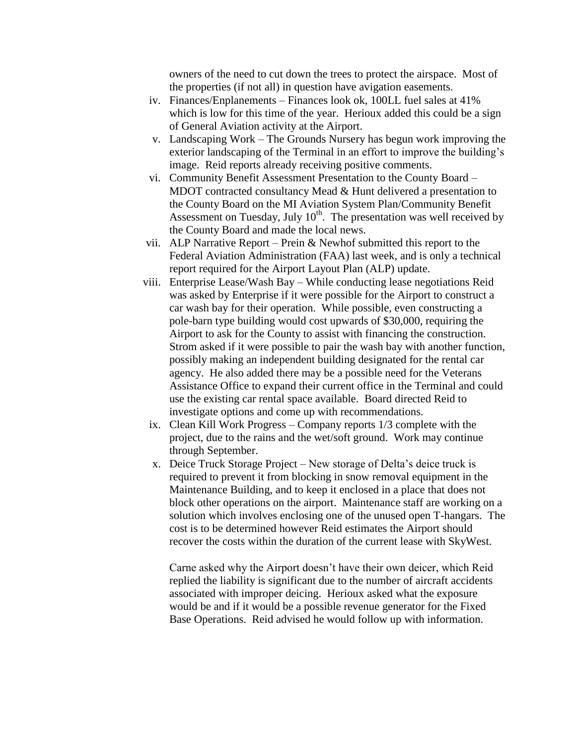owners of the need to cut down the trees to protect the airspace. Most of the properties (if not all) in question have avigation easements.

iv. Finances/Enplanements – Finances look ok, 100LL fuel sales at 41% which is low for this time of the year. Herioux added this could be a sign of General Aviation activity at the Airport.

v. Landscaping Work – The Grounds Nursery has begun work improving the exterior landscaping of the Terminal in an effort to improve the building's image. Reid reports already receiving positive comments.

vi. Community Benefit Assessment Presentation to the County Board – MDOT contracted consultancy Mead & Hunt delivered a presentation to the County Board on the MI Aviation System Plan/Community Benefit Assessment on Tuesday, July 10th. The presentation was well received by the County Board and made the local news.

vii. ALP Narrative Report – Prein & Newhof submitted this report to the Federal Aviation Administration (FAA) last week, and is only a technical report required for the Airport Layout Plan (ALP) update.

viii. Enterprise Lease/Wash Bay – While conducting lease negotiations Reid was asked by Enterprise if it were possible for the Airport to construct a car wash bay for their operation. While possible, even constructing a pole-barn type building would cost upwards of $30,000, requiring the Airport to ask for the County to assist with financing the construction. Strom asked if it were possible to pair the wash bay with another function, possibly making an independent building designated for the rental car agency. He also added there may be a possible need for the Veterans Assistance Office to expand their current office in the Terminal and could use the existing car rental space available. Board directed Reid to investigate options and come up with recommendations.

ix. Clean Kill Work Progress – Company reports 1/3 complete with the project, due to the rains and the wet/soft ground. Work may continue through September.

x. Deice Truck Storage Project – New storage of Delta's deice truck is required to prevent it from blocking in snow removal equipment in the Maintenance Building, and to keep it enclosed in a place that does not block other operations on the airport. Maintenance staff are working on a solution which involves enclosing one of the unused open T-hangars. The cost is to be determined however Reid estimates the Airport should recover the costs within the duration of the current lease with SkyWest.

   Carne asked why the Airport doesn't have their own deicer, which Reid replied the liability is significant due to the number of aircraft accidents associated with improper deicing. Herioux asked what the exposure would be and if it would be a possible revenue generator for the Fixed Base Operations. Reid advised he would follow up with information.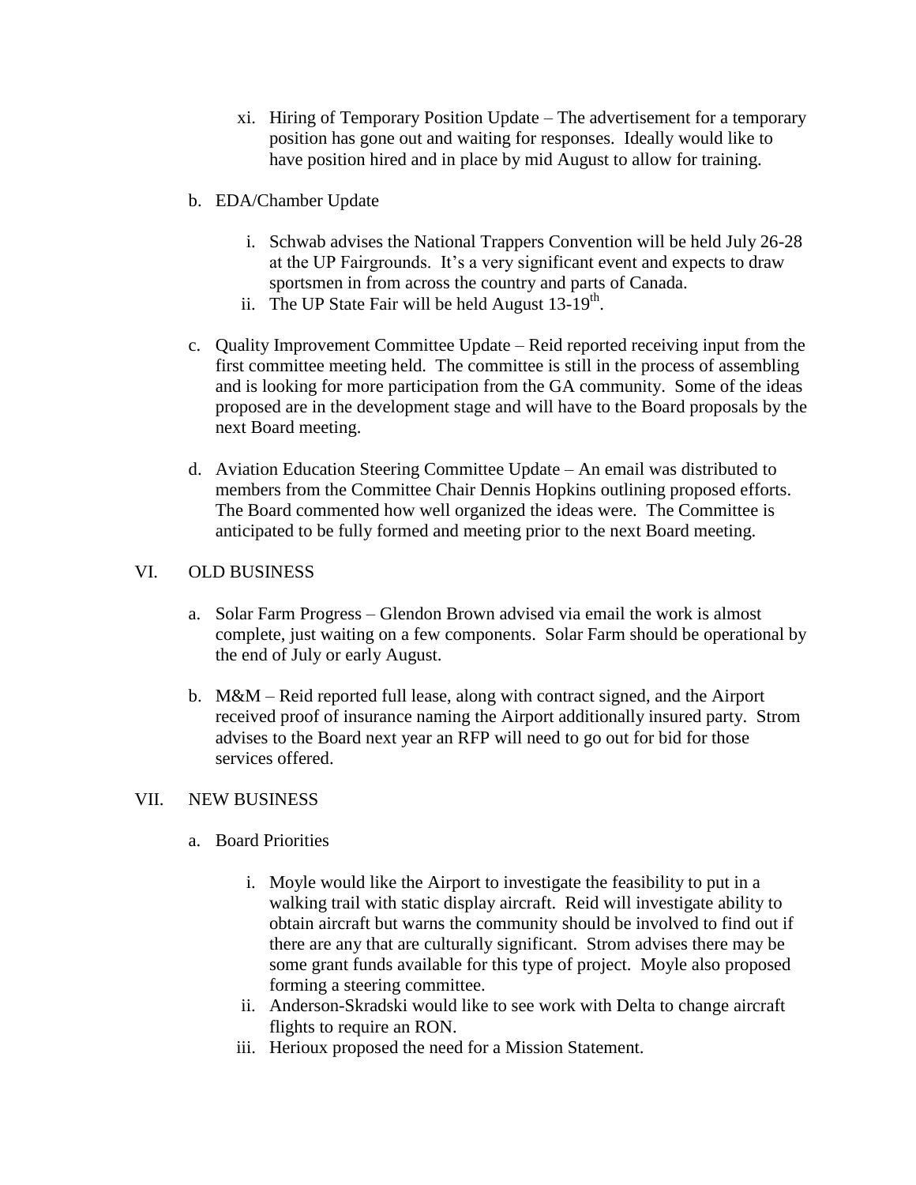xi. Hiring of Temporary Position Update – The advertisement for a temporary position has gone out and waiting for responses. Ideally would like to have position hired and in place by mid August to allow for training.

b. EDA/Chamber Update

i. Schwab advises the National Trappers Convention will be held July 26-28 at the UP Fairgrounds. It's a very significant event and expects to draw sportsmen in from across the country and parts of Canada.

ii. The UP State Fair will be held August 13-19th.

c. Quality Improvement Committee Update – Reid reported receiving input from the first committee meeting held. The committee is still in the process of assembling and is looking for more participation from the GA community. Some of the ideas proposed are in the development stage and will have to the Board proposals by the next Board meeting.

d. Aviation Education Steering Committee Update – An email was distributed to members from the Committee Chair Dennis Hopkins outlining proposed efforts. The Board commented how well organized the ideas were. The Committee is anticipated to be fully formed and meeting prior to the next Board meeting.

VI. OLD BUSINESS

a. Solar Farm Progress – Glendon Brown advised via email the work is almost complete, just waiting on a few components. Solar Farm should be operational by the end of July or early August.

b. M&M – Reid reported full lease, along with contract signed, and the Airport received proof of insurance naming the Airport additionally insured party. Strom advises to the Board next year an RFP will need to go out for bid for those services offered.

VII. NEW BUSINESS

a. Board Priorities

i. Moyle would like the Airport to investigate the feasibility to put in a walking trail with static display aircraft. Reid will investigate ability to obtain aircraft but warns the community should be involved to find out if there are any that are culturally significant. Strom advises there may be some grant funds available for this type of project. Moyle also proposed forming a steering committee.

ii. Anderson-Skradski would like to see work with Delta to change aircraft flights to require an RON.

iii. Herioux proposed the need for a Mission Statement.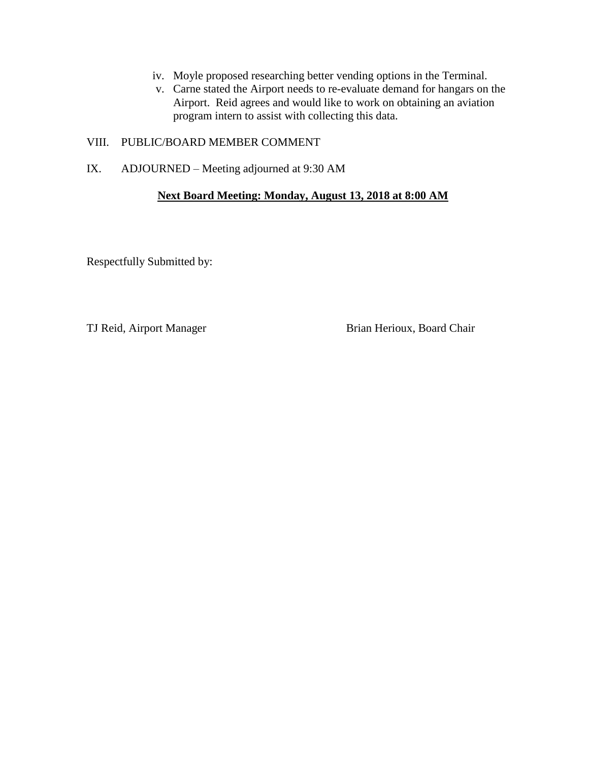iv. Moyle proposed researching better vending options in the Terminal.

v. Carne stated the Airport needs to re-evaluate demand for hangars on the Airport. Reid agrees and would like to work on obtaining an aviation program intern to assist with collecting this data.

VIII. PUBLIC/BOARD MEMBER COMMENT

IX. ADJOURNED – Meeting adjourned at 9:30 AM

**Next Board Meeting: Monday, August 13, 2018 at 8:00 AM**

Respectfully Submitted by:

TJ Reid, Airport Manager

Brian Herioux, Board Chair